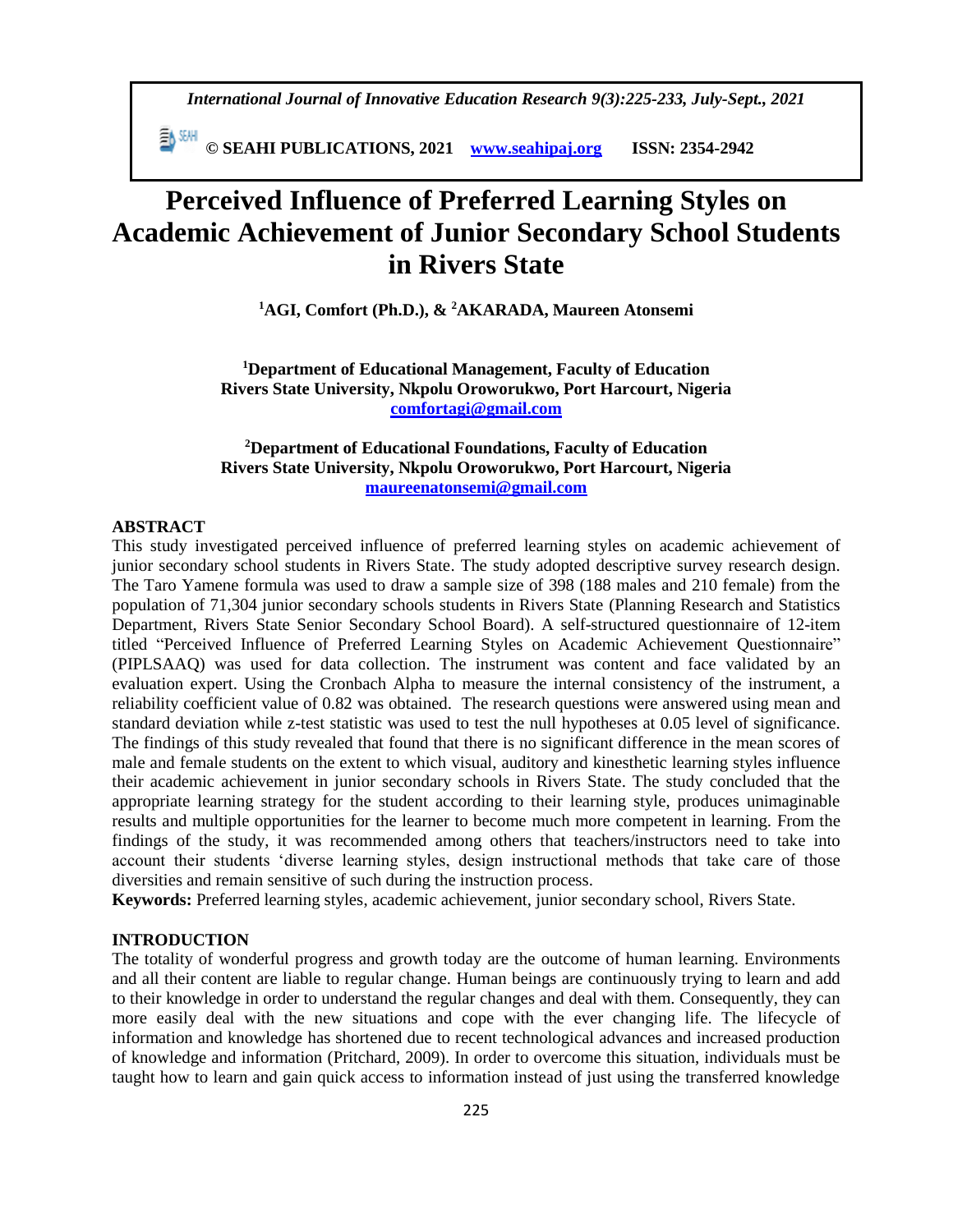# Perceived Influence of Preferred Learning Styles on Academic Achievement of Junior Secondary School Students in Rivers State

**[1]AGI, Comfort (Ph.D.), & [2]AKARADA, Maureen Atonsemi**

**[1]Department of Educational Management, Faculty of Education**
**Rivers State University, Nkpolu Oroworukwo, Port Harcourt, Nigeria**
**comfortagi@gmail.com**

**[2]Department of Educational Foundations, Faculty of Education**
**Rivers State University, Nkpolu Oroworukwo, Port Harcourt, Nigeria**
**maureenatonsemi@gmail.com**

## ABSTRACT

This study investigated perceived influence of preferred learning styles on academic achievement of junior secondary school students in Rivers State. The study adopted descriptive survey research design. The Taro Yamene formula was used to draw a sample size of 398 (188 males and 210 female) from the population of 71,304 junior secondary schools students in Rivers State (Planning Research and Statistics Department, Rivers State Senior Secondary School Board). A self-structured questionnaire of 12-item titled "Perceived Influence of Preferred Learning Styles on Academic Achievement Questionnaire" (PIPLSAAQ) was used for data collection. The instrument was content and face validated by an evaluation expert. Using the Cronbach Alpha to measure the internal consistency of the instrument, a reliability coefficient value of 0.82 was obtained. The research questions were answered using mean and standard deviation while z-test statistic was used to test the null hypotheses at 0.05 level of significance. The findings of this study revealed that found that there is no significant difference in the mean scores of male and female students on the extent to which visual, auditory and kinesthetic learning styles influence their academic achievement in junior secondary schools in Rivers State. The study concluded that the appropriate learning strategy for the student according to their learning style, produces unimaginable results and multiple opportunities for the learner to become much more competent in learning. From the findings of the study, it was recommended among others that teachers/instructors need to take into account their students 'diverse learning styles, design instructional methods that take care of those diversities and remain sensitive of such during the instruction process.

**Keywords:** Preferred learning styles, academic achievement, junior secondary school, Rivers State.

## INTRODUCTION

The totality of wonderful progress and growth today are the outcome of human learning. Environments and all their content are liable to regular change. Human beings are continuously trying to learn and add to their knowledge in order to understand the regular changes and deal with them. Consequently, they can more easily deal with the new situations and cope with the ever changing life. The lifecycle of information and knowledge has shortened due to recent technological advances and increased production of knowledge and information (Pritchard, 2009). In order to overcome this situation, individuals must be taught how to learn and gain quick access to information instead of just using the transferred knowledge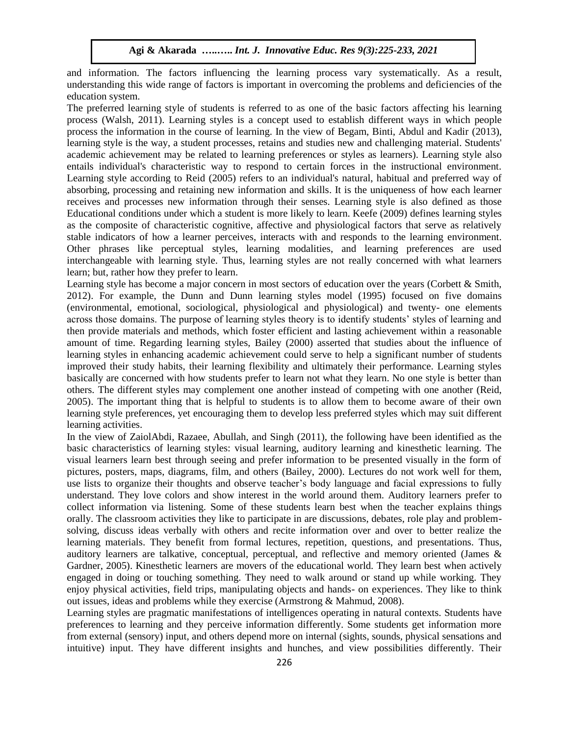and information. The factors influencing the learning process vary systematically. As a result, understanding this wide range of factors is important in overcoming the problems and deficiencies of the education system.

The preferred learning style of students is referred to as one of the basic factors affecting his learning process (Walsh, 2011). Learning styles is a concept used to establish different ways in which people process the information in the course of learning. In the view of Begam, Binti, Abdul and Kadir (2013), learning style is the way, a student processes, retains and studies new and challenging material. Students' academic achievement may be related to learning preferences or styles as learners). Learning style also entails individual's characteristic way to respond to certain forces in the instructional environment. Learning style according to Reid (2005) refers to an individual's natural, habitual and preferred way of absorbing, processing and retaining new information and skills. It is the uniqueness of how each learner receives and processes new information through their senses. Learning style is also defined as those Educational conditions under which a student is more likely to learn. Keefe (2009) defines learning styles as the composite of characteristic cognitive, affective and physiological factors that serve as relatively stable indicators of how a learner perceives, interacts with and responds to the learning environment. Other phrases like perceptual styles, learning modalities, and learning preferences are used interchangeable with learning style. Thus, learning styles are not really concerned with what learners learn; but, rather how they prefer to learn.

Learning style has become a major concern in most sectors of education over the years (Corbett & Smith, 2012). For example, the Dunn and Dunn learning styles model (1995) focused on five domains (environmental, emotional, sociological, physiological and physiological) and twenty- one elements across those domains. The purpose of learning styles theory is to identify students' styles of learning and then provide materials and methods, which foster efficient and lasting achievement within a reasonable amount of time. Regarding learning styles, Bailey (2000) asserted that studies about the influence of learning styles in enhancing academic achievement could serve to help a significant number of students improved their study habits, their learning flexibility and ultimately their performance. Learning styles basically are concerned with how students prefer to learn not what they learn. No one style is better than others. The different styles may complement one another instead of competing with one another (Reid, 2005). The important thing that is helpful to students is to allow them to become aware of their own learning style preferences, yet encouraging them to develop less preferred styles which may suit different learning activities.

In the view of ZaiolAbdi, Razaee, Abullah, and Singh (2011), the following have been identified as the basic characteristics of learning styles: visual learning, auditory learning and kinesthetic learning. The visual learners learn best through seeing and prefer information to be presented visually in the form of pictures, posters, maps, diagrams, film, and others (Bailey, 2000). Lectures do not work well for them, use lists to organize their thoughts and observe teacher's body language and facial expressions to fully understand. They love colors and show interest in the world around them. Auditory learners prefer to collect information via listening. Some of these students learn best when the teacher explains things orally. The classroom activities they like to participate in are discussions, debates, role play and problem-solving, discuss ideas verbally with others and recite information over and over to better realize the learning materials. They benefit from formal lectures, repetition, questions, and presentations. Thus, auditory learners are talkative, conceptual, perceptual, and reflective and memory oriented (James & Gardner, 2005). Kinesthetic learners are movers of the educational world. They learn best when actively engaged in doing or touching something. They need to walk around or stand up while working. They enjoy physical activities, field trips, manipulating objects and hands- on experiences. They like to think out issues, ideas and problems while they exercise (Armstrong & Mahmud, 2008).

Learning styles are pragmatic manifestations of intelligences operating in natural contexts. Students have preferences to learning and they perceive information differently. Some students get information more from external (sensory) input, and others depend more on internal (sights, sounds, physical sensations and intuitive) input. They have different insights and hunches, and view possibilities differently. Their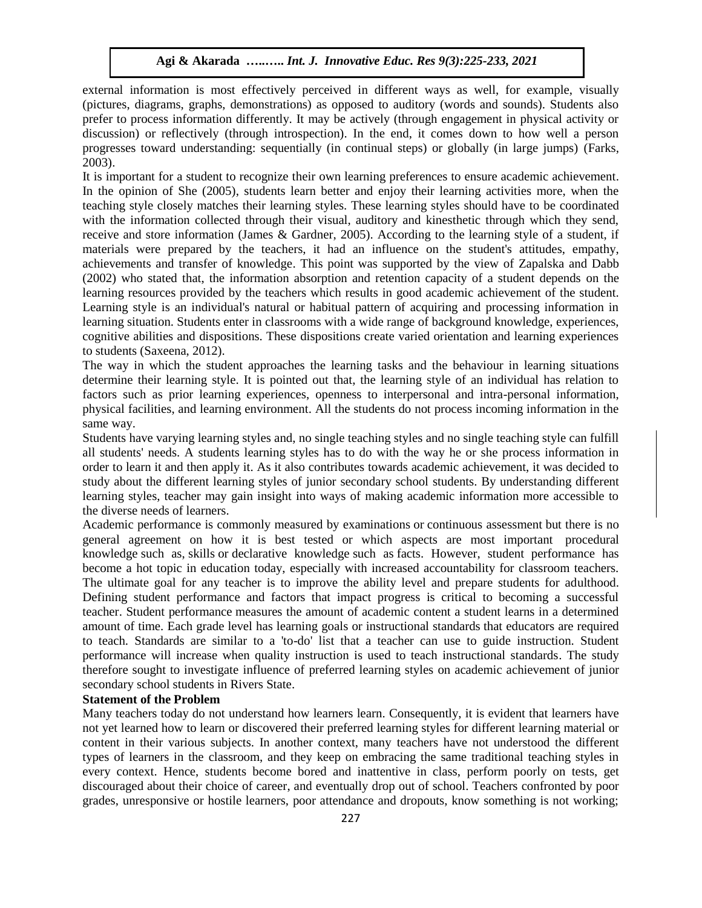external information is most effectively perceived in different ways as well, for example, visually (pictures, diagrams, graphs, demonstrations) as opposed to auditory (words and sounds). Students also prefer to process information differently. It may be actively (through engagement in physical activity or discussion) or reflectively (through introspection). In the end, it comes down to how well a person progresses toward understanding: sequentially (in continual steps) or globally (in large jumps) (Farks, 2003).

It is important for a student to recognize their own learning preferences to ensure academic achievement. In the opinion of She (2005), students learn better and enjoy their learning activities more, when the teaching style closely matches their learning styles. These learning styles should have to be coordinated with the information collected through their visual, auditory and kinesthetic through which they send, receive and store information (James & Gardner, 2005). According to the learning style of a student, if materials were prepared by the teachers, it had an influence on the student's attitudes, empathy, achievements and transfer of knowledge. This point was supported by the view of Zapalska and Dabb (2002) who stated that, the information absorption and retention capacity of a student depends on the learning resources provided by the teachers which results in good academic achievement of the student. Learning style is an individual's natural or habitual pattern of acquiring and processing information in learning situation. Students enter in classrooms with a wide range of background knowledge, experiences, cognitive abilities and dispositions. These dispositions create varied orientation and learning experiences to students (Saxeena, 2012).

The way in which the student approaches the learning tasks and the behaviour in learning situations determine their learning style. It is pointed out that, the learning style of an individual has relation to factors such as prior learning experiences, openness to interpersonal and intra-personal information, physical facilities, and learning environment. All the students do not process incoming information in the same way.

Students have varying learning styles and, no single teaching styles and no single teaching style can fulfill all students' needs. A students learning styles has to do with the way he or she process information in order to learn it and then apply it. As it also contributes towards academic achievement, it was decided to study about the different learning styles of junior secondary school students. By understanding different learning styles, teacher may gain insight into ways of making academic information more accessible to the diverse needs of learners.

Academic performance is commonly measured by examinations or continuous assessment but there is no general agreement on how it is best tested or which aspects are most important procedural knowledge such as, skills or declarative knowledge such as facts. However, student performance has become a hot topic in education today, especially with increased accountability for classroom teachers. The ultimate goal for any teacher is to improve the ability level and prepare students for adulthood. Defining student performance and factors that impact progress is critical to becoming a successful teacher. Student performance measures the amount of academic content a student learns in a determined amount of time. Each grade level has learning goals or instructional standards that educators are required to teach. Standards are similar to a 'to-do' list that a teacher can use to guide instruction. Student performance will increase when quality instruction is used to teach instructional standards. The study therefore sought to investigate influence of preferred learning styles on academic achievement of junior secondary school students in Rivers State.

**Statement of the Problem**

Many teachers today do not understand how learners learn. Consequently, it is evident that learners have not yet learned how to learn or discovered their preferred learning styles for different learning material or content in their various subjects. In another context, many teachers have not understood the different types of learners in the classroom, and they keep on embracing the same traditional teaching styles in every context. Hence, students become bored and inattentive in class, perform poorly on tests, get discouraged about their choice of career, and eventually drop out of school. Teachers confronted by poor grades, unresponsive or hostile learners, poor attendance and dropouts, know something is not working;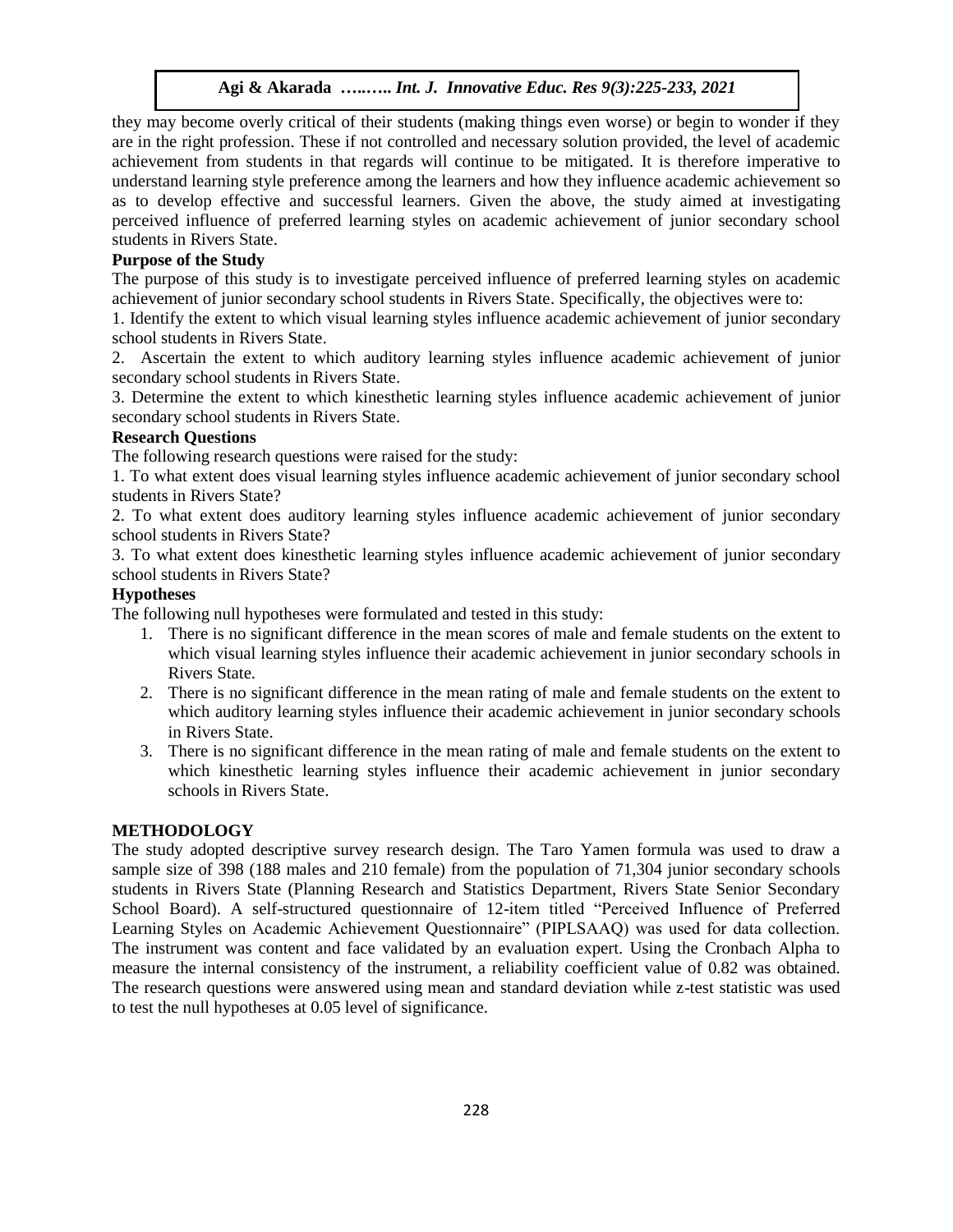they may become overly critical of their students (making things even worse) or begin to wonder if they are in the right profession. These if not controlled and necessary solution provided, the level of academic achievement from students in that regards will continue to be mitigated. It is therefore imperative to understand learning style preference among the learners and how they influence academic achievement so as to develop effective and successful learners. Given the above, the study aimed at investigating perceived influence of preferred learning styles on academic achievement of junior secondary school students in Rivers State.

**Purpose of the Study**

The purpose of this study is to investigate perceived influence of preferred learning styles on academic achievement of junior secondary school students in Rivers State. Specifically, the objectives were to:

1. Identify the extent to which visual learning styles influence academic achievement of junior secondary school students in Rivers State.
2. Ascertain the extent to which auditory learning styles influence academic achievement of junior secondary school students in Rivers State.
3. Determine the extent to which kinesthetic learning styles influence academic achievement of junior secondary school students in Rivers State.

**Research Questions**

The following research questions were raised for the study:

1. To what extent does visual learning styles influence academic achievement of junior secondary school students in Rivers State?
2. To what extent does auditory learning styles influence academic achievement of junior secondary school students in Rivers State?
3. To what extent does kinesthetic learning styles influence academic achievement of junior secondary school students in Rivers State?

**Hypotheses**

The following null hypotheses were formulated and tested in this study:

1. There is no significant difference in the mean scores of male and female students on the extent to which visual learning styles influence their academic achievement in junior secondary schools in Rivers State.
2. There is no significant difference in the mean rating of male and female students on the extent to which auditory learning styles influence their academic achievement in junior secondary schools in Rivers State.
3. There is no significant difference in the mean rating of male and female students on the extent to which kinesthetic learning styles influence their academic achievement in junior secondary schools in Rivers State.

## METHODOLOGY

The study adopted descriptive survey research design. The Taro Yamen formula was used to draw a sample size of 398 (188 males and 210 female) from the population of 71,304 junior secondary schools students in Rivers State (Planning Research and Statistics Department, Rivers State Senior Secondary School Board). A self-structured questionnaire of 12-item titled "Perceived Influence of Preferred Learning Styles on Academic Achievement Questionnaire" (PIPLSAAQ) was used for data collection. The instrument was content and face validated by an evaluation expert. Using the Cronbach Alpha to measure the internal consistency of the instrument, a reliability coefficient value of 0.82 was obtained. The research questions were answered using mean and standard deviation while z-test statistic was used to test the null hypotheses at 0.05 level of significance.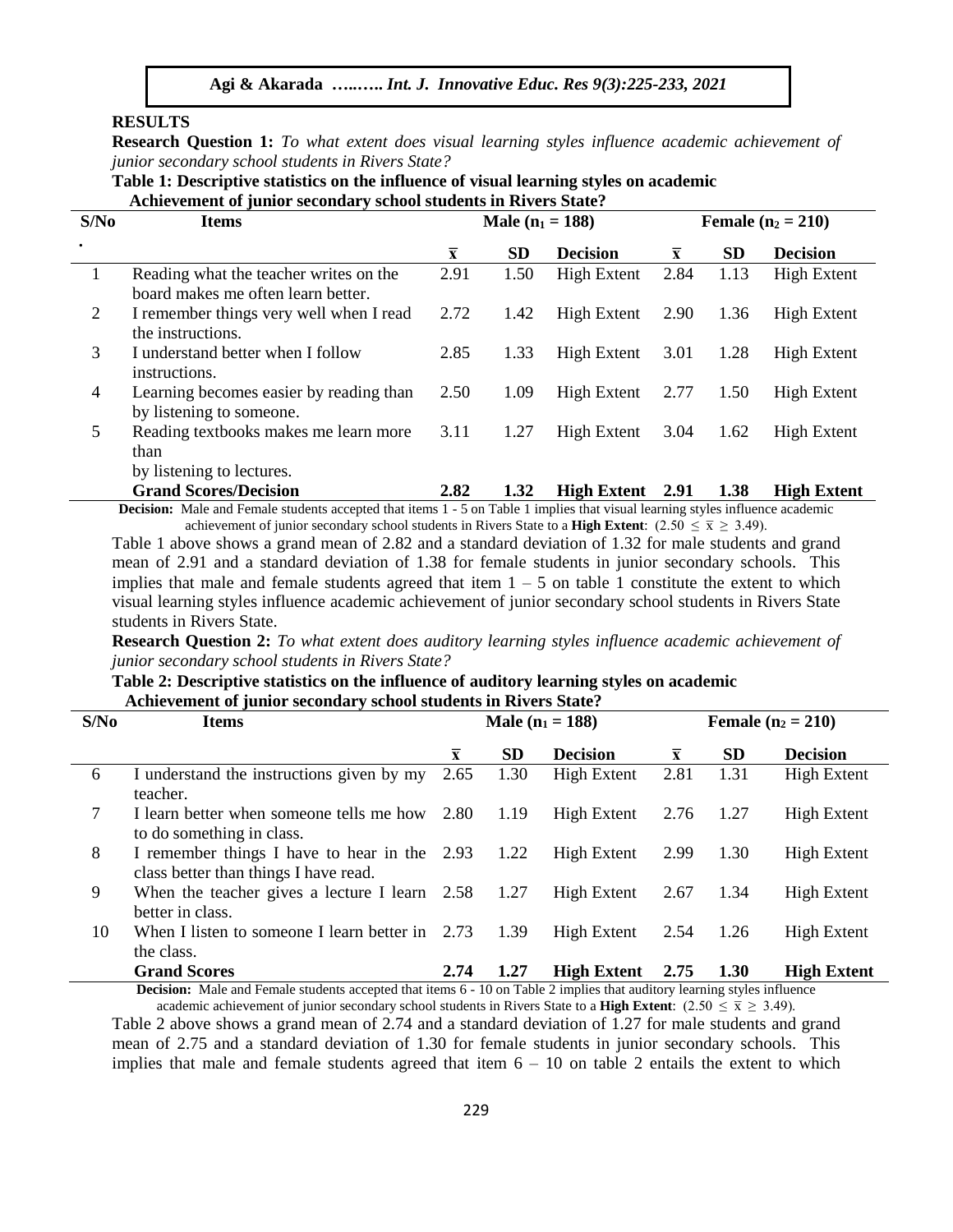## RESULTS

**Research Question 1:** *To what extent does visual learning styles influence academic achievement of junior secondary school students in Rivers State?*

**Table 1: Descriptive statistics on the influence of visual learning styles on academic Achievement of junior secondary school students in Rivers State?**

| S/No. | Items | Male ($n_1 = 188$) | | | Female ($n_2 = 210$) | | |
|---|---|---|---|---|---|---|---|
| | | $\bar{x}$ | SD | Decision | $\bar{x}$ | SD | Decision |
| 1 | Reading what the teacher writes on the board makes me often learn better. | 2.91 | 1.50 | High Extent | 2.84 | 1.13 | High Extent |
| 2 | I remember things very well when I read the instructions. | 2.72 | 1.42 | High Extent | 2.90 | 1.36 | High Extent |
| 3 | I understand better when I follow instructions. | 2.85 | 1.33 | High Extent | 3.01 | 1.28 | High Extent |
| 4 | Learning becomes easier by reading than by listening to someone. | 2.50 | 1.09 | High Extent | 2.77 | 1.50 | High Extent |
| 5 | Reading textbooks makes me learn more than by listening to lectures. | 3.11 | 1.27 | High Extent | 3.04 | 1.62 | High Extent |
| | **Grand Scores/Decision** | **2.82** | **1.32** | **High Extent** | **2.91** | **1.38** | **High Extent** |

**Decision:** Male and Female students accepted that items 1 - 5 on Table 1 implies that visual learning styles influence academic achievement of junior secondary school students in Rivers State to a **High Extent**: $(2.50 \leq \bar{x} \geq 3.49)$.

Table 1 above shows a grand mean of 2.82 and a standard deviation of 1.32 for male students and grand mean of 2.91 and a standard deviation of 1.38 for female students in junior secondary schools. This implies that male and female students agreed that item 1 – 5 on table 1 constitute the extent to which visual learning styles influence academic achievement of junior secondary school students in Rivers State students in Rivers State.

**Research Question 2:** *To what extent does auditory learning styles influence academic achievement of junior secondary school students in Rivers State?*

**Table 2: Descriptive statistics on the influence of auditory learning styles on academic Achievement of junior secondary school students in Rivers State?**

| S/No | Items | Male ($n_1 = 188$) | | | Female ($n_2 = 210$) | | |
|---|---|---|---|---|---|---|---|
| | | $\bar{x}$ | SD | Decision | $\bar{x}$ | SD | Decision |
| 6 | I understand the instructions given by my teacher. | 2.65 | 1.30 | High Extent | 2.81 | 1.31 | High Extent |
| 7 | I learn better when someone tells me how to do something in class. | 2.80 | 1.19 | High Extent | 2.76 | 1.27 | High Extent |
| 8 | I remember things I have to hear in the class better than things I have read. | 2.93 | 1.22 | High Extent | 2.99 | 1.30 | High Extent |
| 9 | When the teacher gives a lecture I learn better in class. | 2.58 | 1.27 | High Extent | 2.67 | 1.34 | High Extent |
| 10 | When I listen to someone I learn better in the class. | 2.73 | 1.39 | High Extent | 2.54 | 1.26 | High Extent |
| | **Grand Scores** | **2.74** | **1.27** | **High Extent** | **2.75** | **1.30** | **High Extent** |

**Decision:** Male and Female students accepted that items 6 - 10 on Table 2 implies that auditory learning styles influence academic achievement of junior secondary school students in Rivers State to a **High Extent**: $(2.50 \leq \bar{x} \geq 3.49)$.

Table 2 above shows a grand mean of 2.74 and a standard deviation of 1.27 for male students and grand mean of 2.75 and a standard deviation of 1.30 for female students in junior secondary schools. This implies that male and female students agreed that item 6 – 10 on table 2 entails the extent to which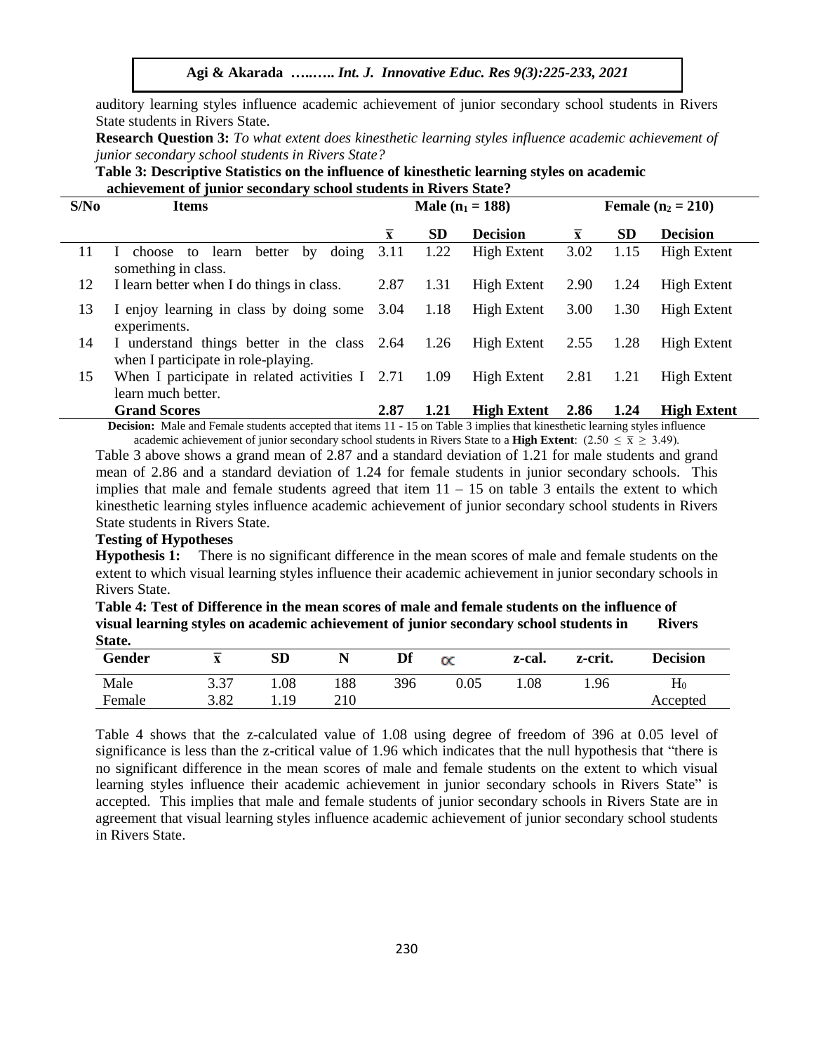auditory learning styles influence academic achievement of junior secondary school students in Rivers State students in Rivers State.

**Research Question 3:** *To what extent does kinesthetic learning styles influence academic achievement of junior secondary school students in Rivers State?*

**Table 3: Descriptive Statistics on the influence of kinesthetic learning styles on academic achievement of junior secondary school students in Rivers State?**

| S/No | Items | Male ($n_1 = 188$) | | | Female ($n_2 = 210$) | | |
|---|---|---|---|---|---|---|---|
| | | $\bar{x}$ | SD | Decision | $\bar{x}$ | SD | Decision |
| 11 | I choose to learn better by doing something in class. | 3.11 | 1.22 | High Extent | 3.02 | 1.15 | High Extent |
| 12 | I learn better when I do things in class. | 2.87 | 1.31 | High Extent | 2.90 | 1.24 | High Extent |
| 13 | I enjoy learning in class by doing some experiments. | 3.04 | 1.18 | High Extent | 3.00 | 1.30 | High Extent |
| 14 | I understand things better in the class when I participate in role-playing. | 2.64 | 1.26 | High Extent | 2.55 | 1.28 | High Extent |
| 15 | When I participate in related activities I learn much better. | 2.71 | 1.09 | High Extent | 2.81 | 1.21 | High Extent |
| | **Grand Scores** | **2.87** | **1.21** | **High Extent** | **2.86** | **1.24** | **High Extent** |

**Decision:** Male and Female students accepted that items 11 - 15 on Table 3 implies that kinesthetic learning styles influence academic achievement of junior secondary school students in Rivers State to a **High Extent**: ($2.50 \leq \bar{x} \geq 3.49$).

Table 3 above shows a grand mean of 2.87 and a standard deviation of 1.21 for male students and grand mean of 2.86 and a standard deviation of 1.24 for female students in junior secondary schools. This implies that male and female students agreed that item 11 – 15 on table 3 entails the extent to which kinesthetic learning styles influence academic achievement of junior secondary school students in Rivers State students in Rivers State.

**Testing of Hypotheses**

**Hypothesis 1:** There is no significant difference in the mean scores of male and female students on the extent to which visual learning styles influence their academic achievement in junior secondary schools in Rivers State.

**Table 4: Test of Difference in the mean scores of male and female students on the influence of visual learning styles on academic achievement of junior secondary school students in Rivers State.**

| Gender | $\bar{x}$ | SD | N | Df | $\alpha$ | z-cal. | z-crit. | Decision |
|---|---|---|---|---|---|---|---|---|
| Male | 3.37 | 1.08 | 188 | 396 | 0.05 | 1.08 | 1.96 | $H_0$ |
| Female | 3.82 | 1.19 | 210 | | | | | Accepted |

Table 4 shows that the z-calculated value of 1.08 using degree of freedom of 396 at 0.05 level of significance is less than the z-critical value of 1.96 which indicates that the null hypothesis that "there is no significant difference in the mean scores of male and female students on the extent to which visual learning styles influence their academic achievement in junior secondary schools in Rivers State" is accepted. This implies that male and female students of junior secondary schools in Rivers State are in agreement that visual learning styles influence academic achievement of junior secondary school students in Rivers State.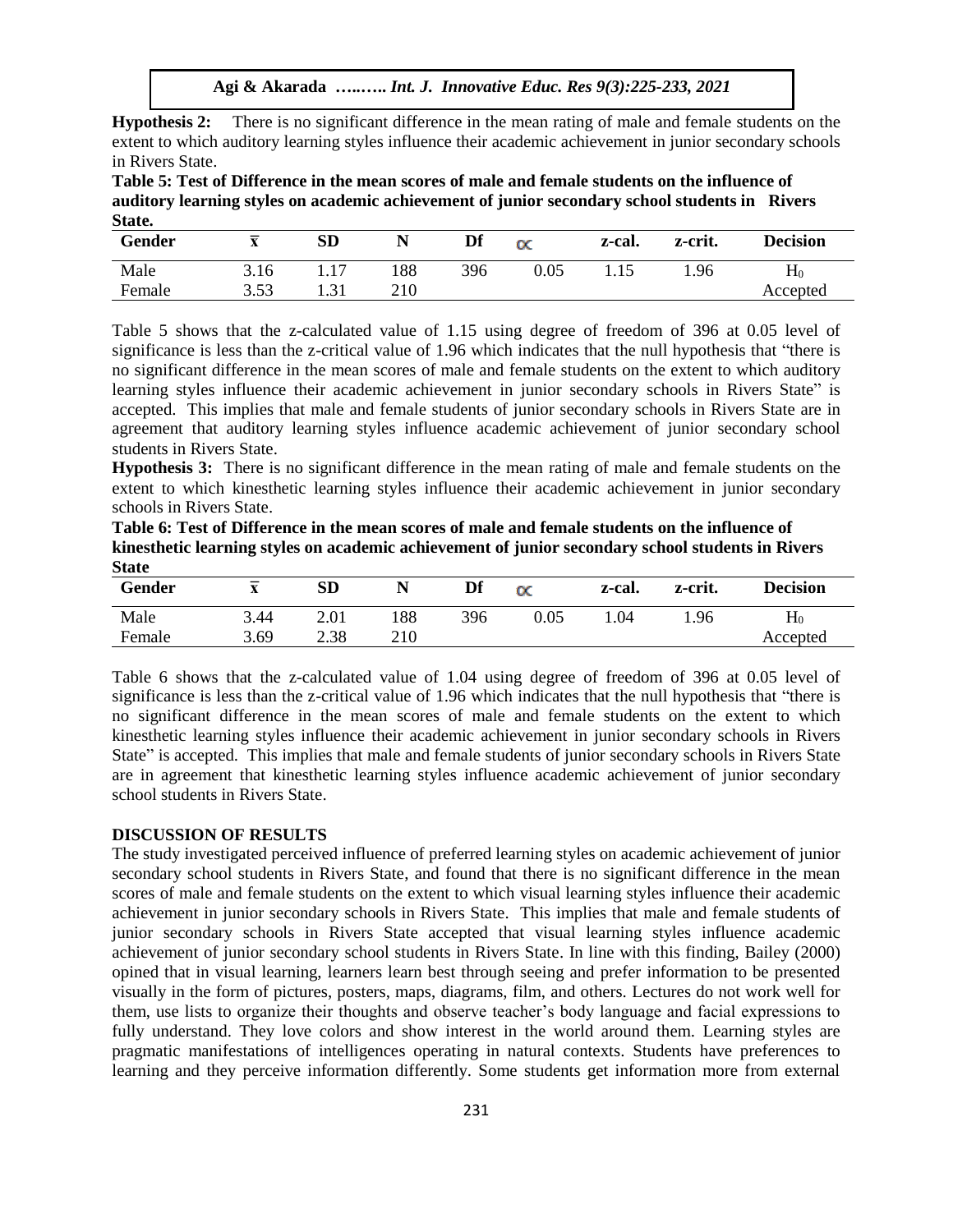**Hypothesis 2:** There is no significant difference in the mean rating of male and female students on the extent to which auditory learning styles influence their academic achievement in junior secondary schools in Rivers State.

**Table 5: Test of Difference in the mean scores of male and female students on the influence of auditory learning styles on academic achievement of junior secondary school students in Rivers State.**

| Gender | $\bar{x}$ | SD | N | Df | $\alpha$ | z-cal. | z-crit. | Decision |
|---|---|---|---|---|---|---|---|---|
| Male | 3.16 | 1.17 | 188 | 396 | 0.05 | 1.15 | 1.96 | $H_0$ |
| Female | 3.53 | 1.31 | 210 | | | | | Accepted |

Table 5 shows that the z-calculated value of 1.15 using degree of freedom of 396 at 0.05 level of significance is less than the z-critical value of 1.96 which indicates that the null hypothesis that "there is no significant difference in the mean scores of male and female students on the extent to which auditory learning styles influence their academic achievement in junior secondary schools in Rivers State" is accepted. This implies that male and female students of junior secondary schools in Rivers State are in agreement that auditory learning styles influence academic achievement of junior secondary school students in Rivers State.

**Hypothesis 3:** There is no significant difference in the mean rating of male and female students on the extent to which kinesthetic learning styles influence their academic achievement in junior secondary schools in Rivers State.

**Table 6: Test of Difference in the mean scores of male and female students on the influence of kinesthetic learning styles on academic achievement of junior secondary school students in Rivers State**

| Gender | $\bar{x}$ | SD | N | Df | $\alpha$ | z-cal. | z-crit. | Decision |
|---|---|---|---|---|---|---|---|---|
| Male | 3.44 | 2.01 | 188 | 396 | 0.05 | 1.04 | 1.96 | $H_0$ |
| Female | 3.69 | 2.38 | 210 | | | | | Accepted |

Table 6 shows that the z-calculated value of 1.04 using degree of freedom of 396 at 0.05 level of significance is less than the z-critical value of 1.96 which indicates that the null hypothesis that "there is no significant difference in the mean scores of male and female students on the extent to which kinesthetic learning styles influence their academic achievement in junior secondary schools in Rivers State" is accepted. This implies that male and female students of junior secondary schools in Rivers State are in agreement that kinesthetic learning styles influence academic achievement of junior secondary school students in Rivers State.

## DISCUSSION OF RESULTS

The study investigated perceived influence of preferred learning styles on academic achievement of junior secondary school students in Rivers State, and found that there is no significant difference in the mean scores of male and female students on the extent to which visual learning styles influence their academic achievement in junior secondary schools in Rivers State. This implies that male and female students of junior secondary schools in Rivers State accepted that visual learning styles influence academic achievement of junior secondary school students in Rivers State. In line with this finding, Bailey (2000) opined that in visual learning, learners learn best through seeing and prefer information to be presented visually in the form of pictures, posters, maps, diagrams, film, and others. Lectures do not work well for them, use lists to organize their thoughts and observe teacher's body language and facial expressions to fully understand. They love colors and show interest in the world around them. Learning styles are pragmatic manifestations of intelligences operating in natural contexts. Students have preferences to learning and they perceive information differently. Some students get information more from external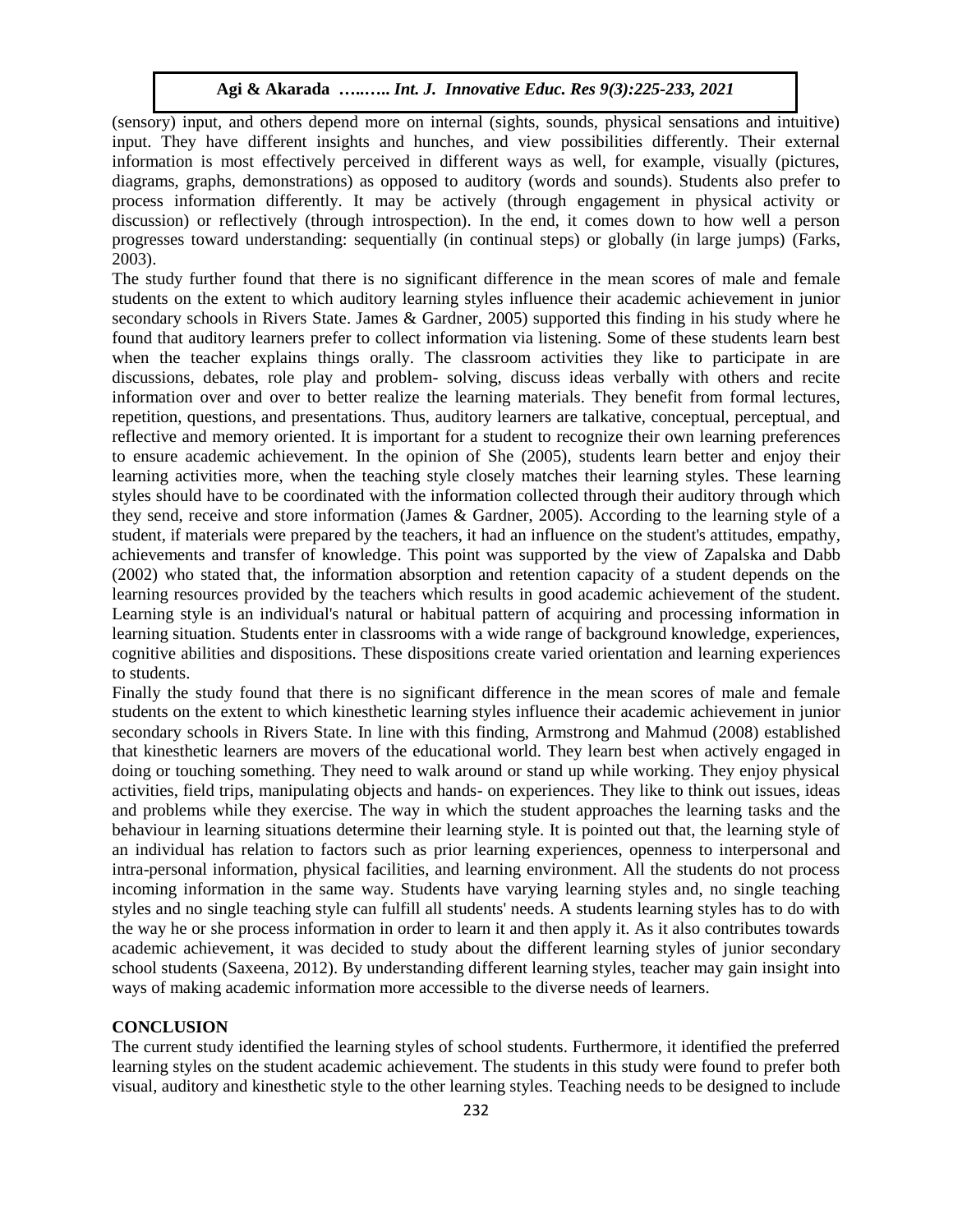(sensory) input, and others depend more on internal (sights, sounds, physical sensations and intuitive) input. They have different insights and hunches, and view possibilities differently. Their external information is most effectively perceived in different ways as well, for example, visually (pictures, diagrams, graphs, demonstrations) as opposed to auditory (words and sounds). Students also prefer to process information differently. It may be actively (through engagement in physical activity or discussion) or reflectively (through introspection). In the end, it comes down to how well a person progresses toward understanding: sequentially (in continual steps) or globally (in large jumps) (Farks, 2003).

The study further found that there is no significant difference in the mean scores of male and female students on the extent to which auditory learning styles influence their academic achievement in junior secondary schools in Rivers State. James & Gardner, 2005) supported this finding in his study where he found that auditory learners prefer to collect information via listening. Some of these students learn best when the teacher explains things orally. The classroom activities they like to participate in are discussions, debates, role play and problem- solving, discuss ideas verbally with others and recite information over and over to better realize the learning materials. They benefit from formal lectures, repetition, questions, and presentations. Thus, auditory learners are talkative, conceptual, perceptual, and reflective and memory oriented. It is important for a student to recognize their own learning preferences to ensure academic achievement. In the opinion of She (2005), students learn better and enjoy their learning activities more, when the teaching style closely matches their learning styles. These learning styles should have to be coordinated with the information collected through their auditory through which they send, receive and store information (James & Gardner, 2005). According to the learning style of a student, if materials were prepared by the teachers, it had an influence on the student's attitudes, empathy, achievements and transfer of knowledge. This point was supported by the view of Zapalska and Dabb (2002) who stated that, the information absorption and retention capacity of a student depends on the learning resources provided by the teachers which results in good academic achievement of the student. Learning style is an individual's natural or habitual pattern of acquiring and processing information in learning situation. Students enter in classrooms with a wide range of background knowledge, experiences, cognitive abilities and dispositions. These dispositions create varied orientation and learning experiences to students.

Finally the study found that there is no significant difference in the mean scores of male and female students on the extent to which kinesthetic learning styles influence their academic achievement in junior secondary schools in Rivers State. In line with this finding, Armstrong and Mahmud (2008) established that kinesthetic learners are movers of the educational world. They learn best when actively engaged in doing or touching something. They need to walk around or stand up while working. They enjoy physical activities, field trips, manipulating objects and hands- on experiences. They like to think out issues, ideas and problems while they exercise. The way in which the student approaches the learning tasks and the behaviour in learning situations determine their learning style. It is pointed out that, the learning style of an individual has relation to factors such as prior learning experiences, openness to interpersonal and intra-personal information, physical facilities, and learning environment. All the students do not process incoming information in the same way. Students have varying learning styles and, no single teaching styles and no single teaching style can fulfill all students' needs. A students learning styles has to do with the way he or she process information in order to learn it and then apply it. As it also contributes towards academic achievement, it was decided to study about the different learning styles of junior secondary school students (Saxeena, 2012). By understanding different learning styles, teacher may gain insight into ways of making academic information more accessible to the diverse needs of learners.

## CONCLUSION

The current study identified the learning styles of school students. Furthermore, it identified the preferred learning styles on the student academic achievement. The students in this study were found to prefer both visual, auditory and kinesthetic style to the other learning styles. Teaching needs to be designed to include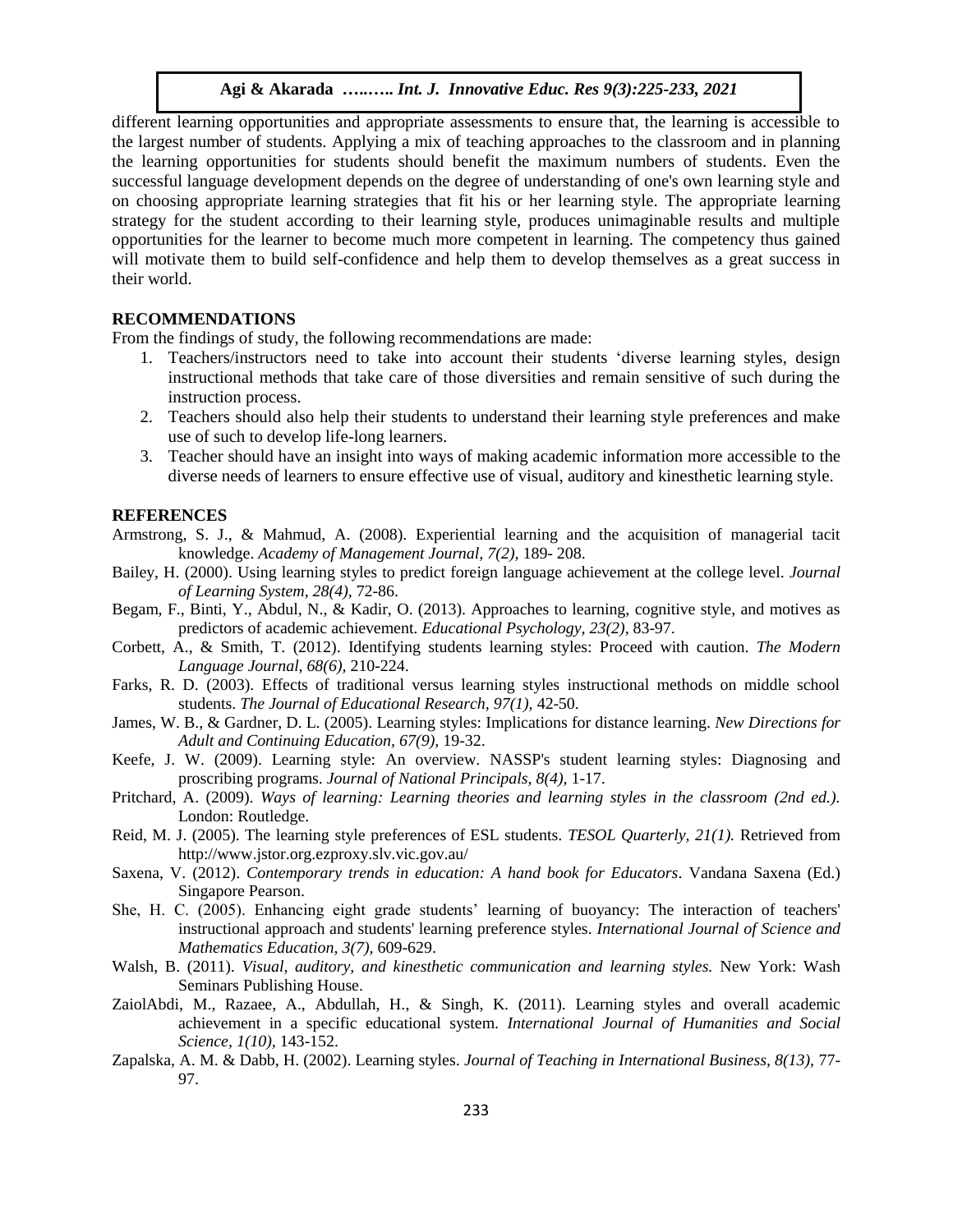different learning opportunities and appropriate assessments to ensure that, the learning is accessible to the largest number of students. Applying a mix of teaching approaches to the classroom and in planning the learning opportunities for students should benefit the maximum numbers of students. Even the successful language development depends on the degree of understanding of one's own learning style and on choosing appropriate learning strategies that fit his or her learning style. The appropriate learning strategy for the student according to their learning style, produces unimaginable results and multiple opportunities for the learner to become much more competent in learning. The competency thus gained will motivate them to build self-confidence and help them to develop themselves as a great success in their world.

## RECOMMENDATIONS

From the findings of study, the following recommendations are made:

1. Teachers/instructors need to take into account their students 'diverse learning styles, design instructional methods that take care of those diversities and remain sensitive of such during the instruction process.
2. Teachers should also help their students to understand their learning style preferences and make use of such to develop life-long learners.
3. Teacher should have an insight into ways of making academic information more accessible to the diverse needs of learners to ensure effective use of visual, auditory and kinesthetic learning style.

## REFERENCES

Armstrong, S. J., & Mahmud, A. (2008). Experiential learning and the acquisition of managerial tacit knowledge. *Academy of Management Journal, 7(2),* 189- 208.

Bailey, H. (2000). Using learning styles to predict foreign language achievement at the college level. *Journal of Learning System, 28(4),* 72-86.

Begam, F., Binti, Y., Abdul, N., & Kadir, O. (2013). Approaches to learning, cognitive style, and motives as predictors of academic achievement. *Educational Psychology, 23(2),* 83-97.

Corbett, A., & Smith, T. (2012). Identifying students learning styles: Proceed with caution. *The Modern Language Journal, 68(6),* 210-224.

Farks, R. D. (2003). Effects of traditional versus learning styles instructional methods on middle school students. *The Journal of Educational Research, 97(1),* 42-50.

James, W. B., & Gardner, D. L. (2005). Learning styles: Implications for distance learning. *New Directions for Adult and Continuing Education, 67(9),* 19-32.

Keefe, J. W. (2009). Learning style: An overview. NASSP's student learning styles: Diagnosing and proscribing programs. *Journal of National Principals, 8(4),* 1-17.

Pritchard, A. (2009). *Ways of learning: Learning theories and learning styles in the classroom (2nd ed.).* London: Routledge.

Reid, M. J. (2005). The learning style preferences of ESL students. *TESOL Quarterly, 21(1).* Retrieved from http://www.jstor.org.ezproxy.slv.vic.gov.au/

Saxena, V. (2012). *Contemporary trends in education: A hand book for Educators*. Vandana Saxena (Ed.) Singapore Pearson.

She, H. C. (2005). Enhancing eight grade students' learning of buoyancy: The interaction of teachers' instructional approach and students' learning preference styles. *International Journal of Science and Mathematics Education, 3(7),* 609-629.

Walsh, B. (2011). *Visual, auditory, and kinesthetic communication and learning styles.* New York: Wash Seminars Publishing House.

ZaiolAbdi, M., Razaee, A., Abdullah, H., & Singh, K. (2011). Learning styles and overall academic achievement in a specific educational system. *International Journal of Humanities and Social Science, 1(10),* 143-152.

Zapalska, A. M. & Dabb, H. (2002). Learning styles. *Journal of Teaching in International Business, 8(13),* 77-97.